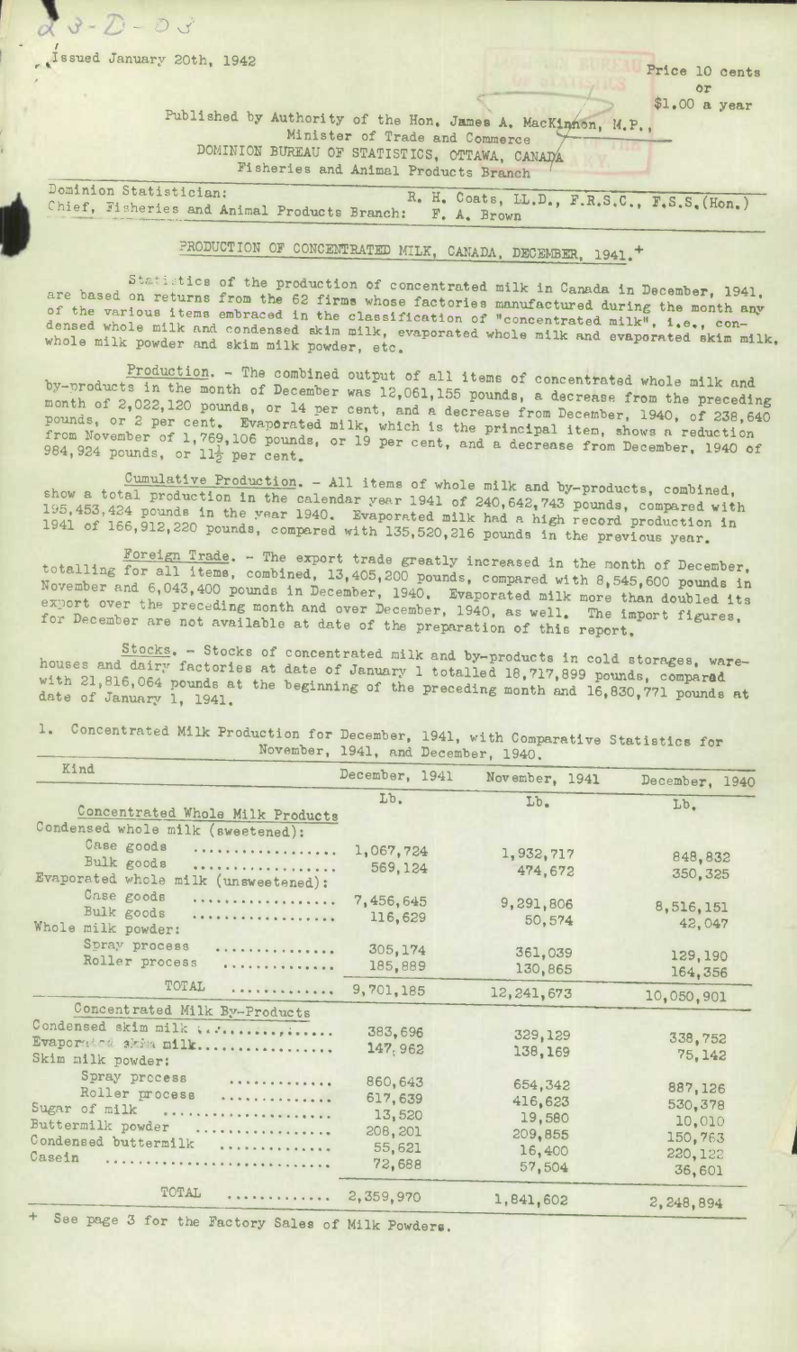Issued January 20th, 1942

Price 10 cents or $1.00 a year

Published by Authority of the Hon. James A. MacKinnon, M.P., Minister of Trade and Commerce
DOMINION BUREAU OF STATISTICS, OTTAWA, CANADA
Fisheries and Animal Products Branch

Dominion Statistician: R. H. Coats, LL.D., F.R.S.C., F.S.S.(Hon.)
Chief, Fisheries and Animal Products Branch: F. A. Brown

# PRODUCTION OF CONCENTRATED MILK, CANADA, DECEMBER, 1941.+

Statistics of the production of concentrated milk in Canada in December, 1941, are based on returns from the 62 firms whose factories manufactured during the month any of the various items embraced in the classification of "concentrated milk", i.e., condensed whole milk and condensed skim milk, evaporated whole milk and evaporated skim milk, whole milk powder and skim milk powder, etc.

**Production.** - The combined output of all items of concentrated whole milk and by-products in the month of December was 12,061,155 pounds, a decrease from the preceding month of 2,022,120 pounds, or 14 per cent, and a decrease from December, 1940, of 238,640 pounds, or 2 per cent. Evaporated milk, which is the principal item, shows a reduction from November of 1,769,106 pounds, or 19 per cent, and a decrease from December, 1940 of 984,924 pounds, or 11½ per cent.

**Cumulative Production.** - All items of whole milk and by-products, combined, show a total production in the calendar year 1941 of 240,642,743 pounds, compared with 195,453,424 pounds in the year 1940. Evaporated milk had a high record production in 1941 of 166,912,220 pounds, compared with 135,520,216 pounds in the previous year.

**Foreign Trade.** - The export trade greatly increased in the month of December, totalling for all items, combined, 13,405,200 pounds, compared with 8,545,600 pounds in November and 6,043,400 pounds in December, 1940. Evaporated milk more than doubled its export over the preceding month and over December, 1940, as well. The import figures, for December are not available at date of the preparation of this report.

**Stocks.** - Stocks of concentrated milk and by-products in cold storages, warehouses and dairy factories at date of January 1 totalled 18,717,899 pounds, compared with 21,816,064 pounds at the beginning of the preceding month and 16,830,771 pounds at date of January 1, 1941.

1. Concentrated Milk Production for December, 1941, with Comparative Statistics for November, 1941, and December, 1940.

| Kind | December, 1941 | November, 1941 | December, 1940 |
|---|---|---|---|
| | Lb. | Lb. | Lb. |
| **Concentrated Whole Milk Products** | | | |
| Condensed whole milk (sweetened): | | | |
| Case goods | 1,067,724 | 1,932,717 | 848,832 |
| Bulk goods | 569,124 | 474,672 | 350,325 |
| Evaporated whole milk (unsweetened): | | | |
| Case goods | 7,456,645 | 9,291,806 | 8,516,151 |
| Bulk goods | 116,629 | 50,574 | 42,047 |
| Whole milk powder: | | | |
| Spray process | 305,174 | 361,039 | 129,190 |
| Roller process | 185,889 | 130,865 | 164,356 |
| TOTAL | 9,701,185 | 12,241,673 | 10,050,901 |
| **Concentrated Milk By-Products** | | | |
| Condensed skim milk | 383,696 | 329,129 | 338,752 |
| Evaporated skim milk | 147,962 | 138,169 | 75,142 |
| Skim milk powder: | | | |
| Spray process | 860,643 | 654,342 | 887,126 |
| Roller process | 617,639 | 416,623 | 530,378 |
| Sugar of milk | 13,520 | 19,580 | 10,010 |
| Buttermilk powder | 208,201 | 209,855 | 150,763 |
| Condensed buttermilk | 55,621 | 16,400 | 220,122 |
| Casein | 72,688 | 57,504 | 36,601 |
| TOTAL | 2,359,970 | 1,841,602 | 2,248,894 |

+ See page 3 for the Factory Sales of Milk Powders.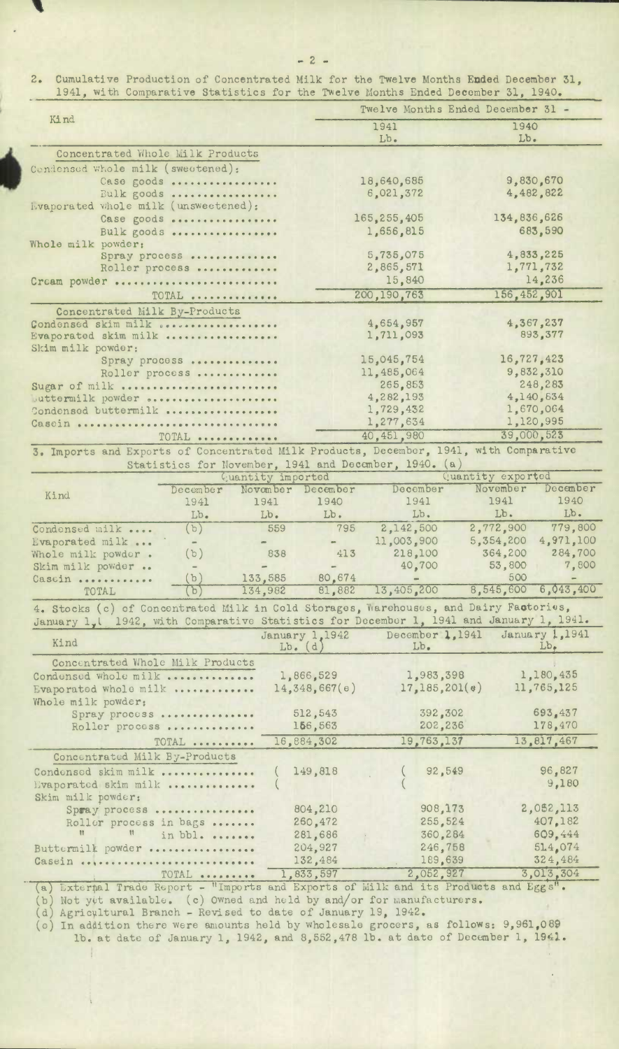2. Cumulative Production of Concentrated Milk for the Twelve Months Ended December 31, 1941, with Comparative Statistics for the Twelve Months Ended December 31, 1940.

| Kind | Twelve Months Ended December 31 - | |
|---|---|---|
| | 1941 | 1940 |
| | Lb. | Lb. |
| **Concentrated Whole Milk Products** | | |
| Condensed whole milk (sweetened): | | |
| Case goods | 18,640,685 | 9,830,670 |
| Bulk goods | 6,021,372 | 4,482,822 |
| Evaporated whole milk (unsweetened): | | |
| Case goods | 165,255,405 | 134,836,626 |
| Bulk goods | 1,656,815 | 683,590 |
| Whole milk powder: | | |
| Spray process | 5,735,075 | 4,833,225 |
| Roller process | 2,865,571 | 1,771,732 |
| Cream powder | 15,840 | 14,236 |
| TOTAL | 200,190,763 | 156,452,901 |
| **Concentrated Milk By-Products** | | |
| Condensed skim milk | 4,654,957 | 4,367,237 |
| Evaporated skim milk | 1,711,093 | 893,377 |
| Skim milk powder: | | |
| Spray process | 15,045,754 | 16,727,423 |
| Roller process | 11,485,064 | 9,832,310 |
| Sugar of milk | 265,853 | 248,283 |
| Buttermilk powder | 4,282,193 | 4,140,634 |
| Condensed buttermilk | 1,729,432 | 1,670,064 |
| Casein | 1,277,634 | 1,120,995 |
| TOTAL | 40,451,980 | 39,000,523 |

3. Imports and Exports of Concentrated Milk Products, December, 1941, with Comparative Statistics for November, 1941 and December, 1940. (a)

| Kind | Quantity imported | | | Quantity exported | | |
|---|---|---|---|---|---|---|
| | December 1941 | November 1941 | December 1940 | December 1941 | November 1941 | December 1940 |
| | Lb. | Lb. | Lb. | Lb. | Lb. | Lb. |
| Condensed milk | (b) | 559 | 795 | 2,142,500 | 2,772,900 | 779,800 |
| Evaporated milk | - | - | - | 11,003,900 | 5,354,200 | 4,971,100 |
| Whole milk powder | (b) | 838 | 413 | 218,100 | 364,200 | 284,700 |
| Skim milk powder | - | - | - | 40,700 | 53,800 | 7,800 |
| Casein | (b) | 133,585 | 80,674 | - | 500 | - |
| TOTAL | (b) | 134,982 | 81,882 | 13,405,200 | 8,545,600 | 6,043,400 |

4. Stocks (c) of Concentrated Milk in Cold Storages, Warehouses, and Dairy Factories, January 1, 1942, with Comparative Statistics for December 1, 1941 and January 1, 1941.

| Kind | January 1,1942 Lb. (d) | December 1,1941 Lb. | January 1,1941 Lb. |
|---|---|---|---|
| **Concentrated Whole Milk Products** | | | |
| Condensed whole milk | 1,866,529 | 1,983,398 | 1,180,435 |
| Evaporated whole milk | 14,348,667(e) | 17,185,201(e) | 11,765,125 |
| Whole milk powder: | | | |
| Spray process | 512,543 | 392,302 | 693,437 |
| Roller process | 156,563 | 202,236 | 178,470 |
| TOTAL | 16,884,302 | 19,763,137 | 13,817,467 |
| **Concentrated Milk By-Products** | | | |
| Condensed skim milk | ( 149,818 | ( 92,549 | 96,827 |
| Evaporated skim milk | ( | ( | 9,180 |
| Skim milk powder: | | | |
| Spray process | 804,210 | 908,173 | 2,052,113 |
| Roller process in bags | 260,472 | 255,524 | 407,182 |
| " " in bbl. | 281,686 | 360,284 | 609,444 |
| Buttermilk powder | 204,927 | 246,758 | 514,074 |
| Casein | 132,484 | 189,639 | 324,484 |
| TOTAL | 1,833,597 | 2,052,927 | 3,013,304 |

(a) External Trade Report - "Imports and Exports of Milk and its Products and Eggs".
(b) Not yet available. (c) Owned and held by and/or for manufacturers.
(d) Agricultural Branch - Revised to date of January 19, 1942.
(e) In addition there were amounts held by wholesale grocers, as follows: 9,961,089 lb. at date of January 1, 1942, and 8,552,478 lb. at date of December 1, 1941.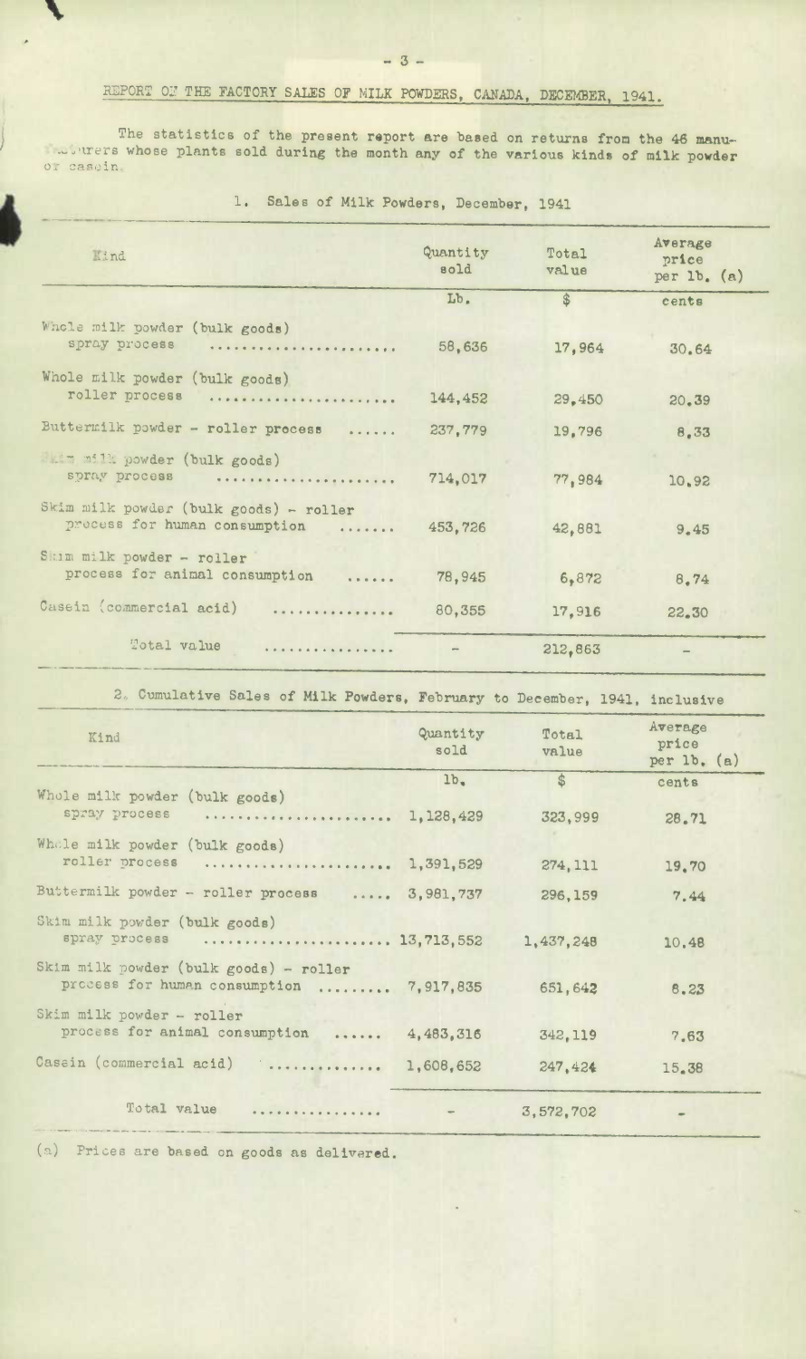## REPORT OF THE FACTORY SALES OF MILK POWDERS, CANADA, DECEMBER, 1941.

The statistics of the present report are based on returns from the 46 manufacturers whose plants sold during the month any of the various kinds of milk powder or casein.

### 1. Sales of Milk Powders, December, 1941

| Kind | Quantity sold | Total value | Average price per lb. (a) |
|---|---|---|---|
| | Lb. | $ | cents |
| Whole milk powder (bulk goods) spray process | 58,636 | 17,964 | 30.64 |
| Whole milk powder (bulk goods) roller process | 144,452 | 29,450 | 20.39 |
| Buttermilk powder - roller process | 237,779 | 19,796 | 8.33 |
| Skim milk powder (bulk goods) spray process | 714,017 | 77,984 | 10.92 |
| Skim milk powder (bulk goods) - roller process for human consumption | 453,726 | 42,881 | 9.45 |
| Skim milk powder - roller process for animal consumption | 78,945 | 6,872 | 8.74 |
| Casein (commercial acid) | 80,355 | 17,916 | 22.30 |
| Total value | - | 212,863 | - |

### 2. Cumulative Sales of Milk Powders, February to December, 1941, inclusive

| Kind | Quantity sold | Total value | Average price per lb. (a) |
|---|---|---|---|
| | lb. | $ | cents |
| Whole milk powder (bulk goods) spray process | 1,128,429 | 323,999 | 28.71 |
| Whole milk powder (bulk goods) roller process | 1,391,529 | 274,111 | 19.70 |
| Buttermilk powder - roller process | 3,981,737 | 296,159 | 7.44 |
| Skim milk powder (bulk goods) spray process | 13,713,552 | 1,437,248 | 10.48 |
| Skim milk powder (bulk goods) - roller process for human consumption | 7,917,835 | 651,642 | 8.23 |
| Skim milk powder - roller process for animal consumption | 4,483,316 | 342,119 | 7.63 |
| Casein (commercial acid) | 1,608,652 | 247,424 | 15.38 |
| Total value | - | 3,572,702 | - |

(a) Prices are based on goods as delivered.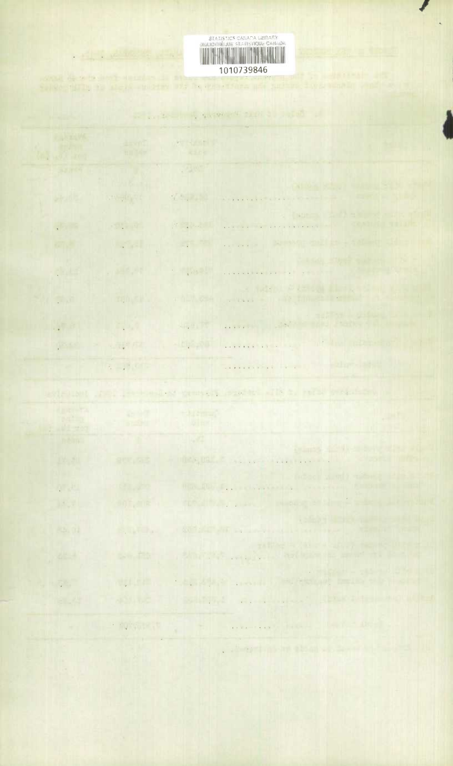STATISTICS CANADA LIBRARY
BIBLIOTHÈQUE STATISTIQUE CANADA

1010739846